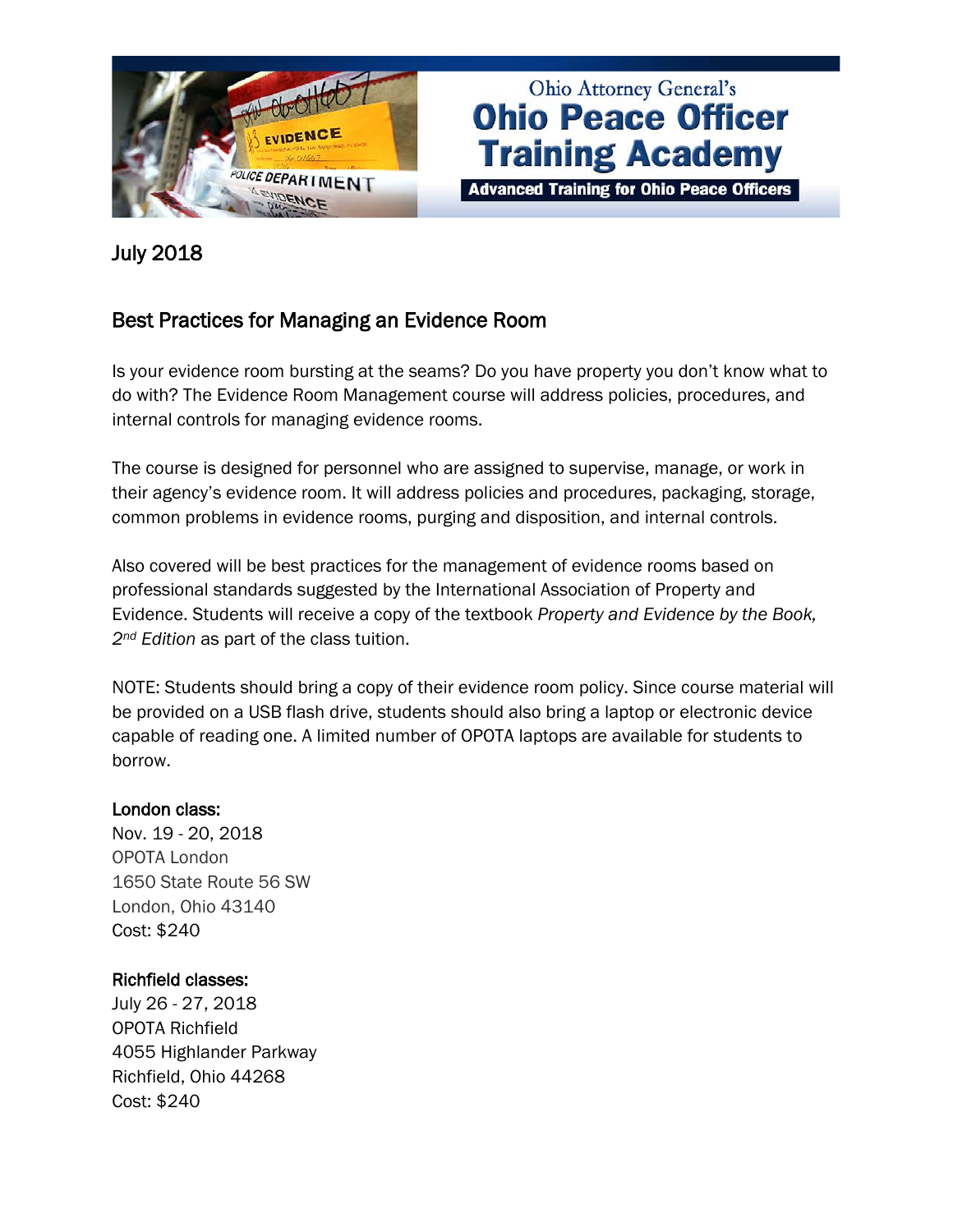Ohio Attorney General's

# Ohio Peace Officer Training Academy

**Advanced Training for Ohio Peace Officers**

July 2018

## Best Practices for Managing an Evidence Room

Is your evidence room bursting at the seams? Do you have property you don't know what to do with? The Evidence Room Management course will address policies, procedures, and internal controls for managing evidence rooms.

The course is designed for personnel who are assigned to supervise, manage, or work in their agency's evidence room. It will address policies and procedures, packaging, storage, common problems in evidence rooms, purging and disposition, and internal controls.

Also covered will be best practices for the management of evidence rooms based on professional standards suggested by the International Association of Property and Evidence. Students will receive a copy of the textbook *Property and Evidence by the Book, 2nd Edition* as part of the class tuition.

NOTE: Students should bring a copy of their evidence room policy. Since course material will be provided on a USB flash drive, students should also bring a laptop or electronic device capable of reading one. A limited number of OPOTA laptops are available for students to borrow.

**London class:**
Nov. 19 - 20, 2018
OPOTA London
1650 State Route 56 SW
London, Ohio 43140
Cost: $240

**Richfield classes:**
July 26 - 27, 2018
OPOTA Richfield
4055 Highlander Parkway
Richfield, Ohio 44268
Cost: $240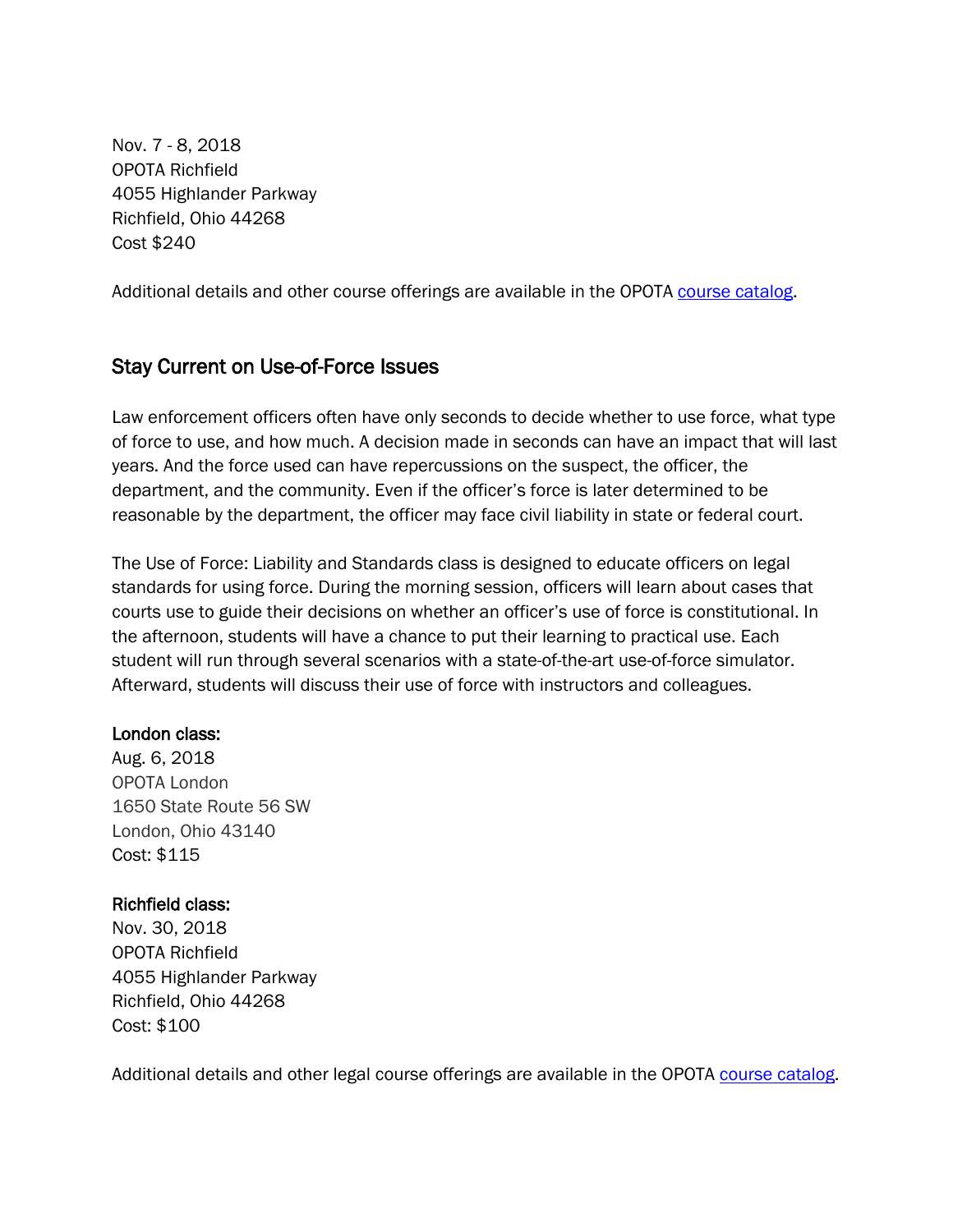Nov. 7 - 8, 2018
OPOTA Richfield
4055 Highlander Parkway
Richfield, Ohio 44268
Cost $240

Additional details and other course offerings are available in the OPOTA course catalog.

## Stay Current on Use-of-Force Issues

Law enforcement officers often have only seconds to decide whether to use force, what type of force to use, and how much. A decision made in seconds can have an impact that will last years. And the force used can have repercussions on the suspect, the officer, the department, and the community. Even if the officer's force is later determined to be reasonable by the department, the officer may face civil liability in state or federal court.

The Use of Force: Liability and Standards class is designed to educate officers on legal standards for using force. During the morning session, officers will learn about cases that courts use to guide their decisions on whether an officer's use of force is constitutional. In the afternoon, students will have a chance to put their learning to practical use. Each student will run through several scenarios with a state-of-the-art use-of-force simulator. Afterward, students will discuss their use of force with instructors and colleagues.

**London class:**
Aug. 6, 2018
OPOTA London
1650 State Route 56 SW
London, Ohio 43140
Cost: $115

**Richfield class:**
Nov. 30, 2018
OPOTA Richfield
4055 Highlander Parkway
Richfield, Ohio 44268
Cost: $100

Additional details and other legal course offerings are available in the OPOTA course catalog.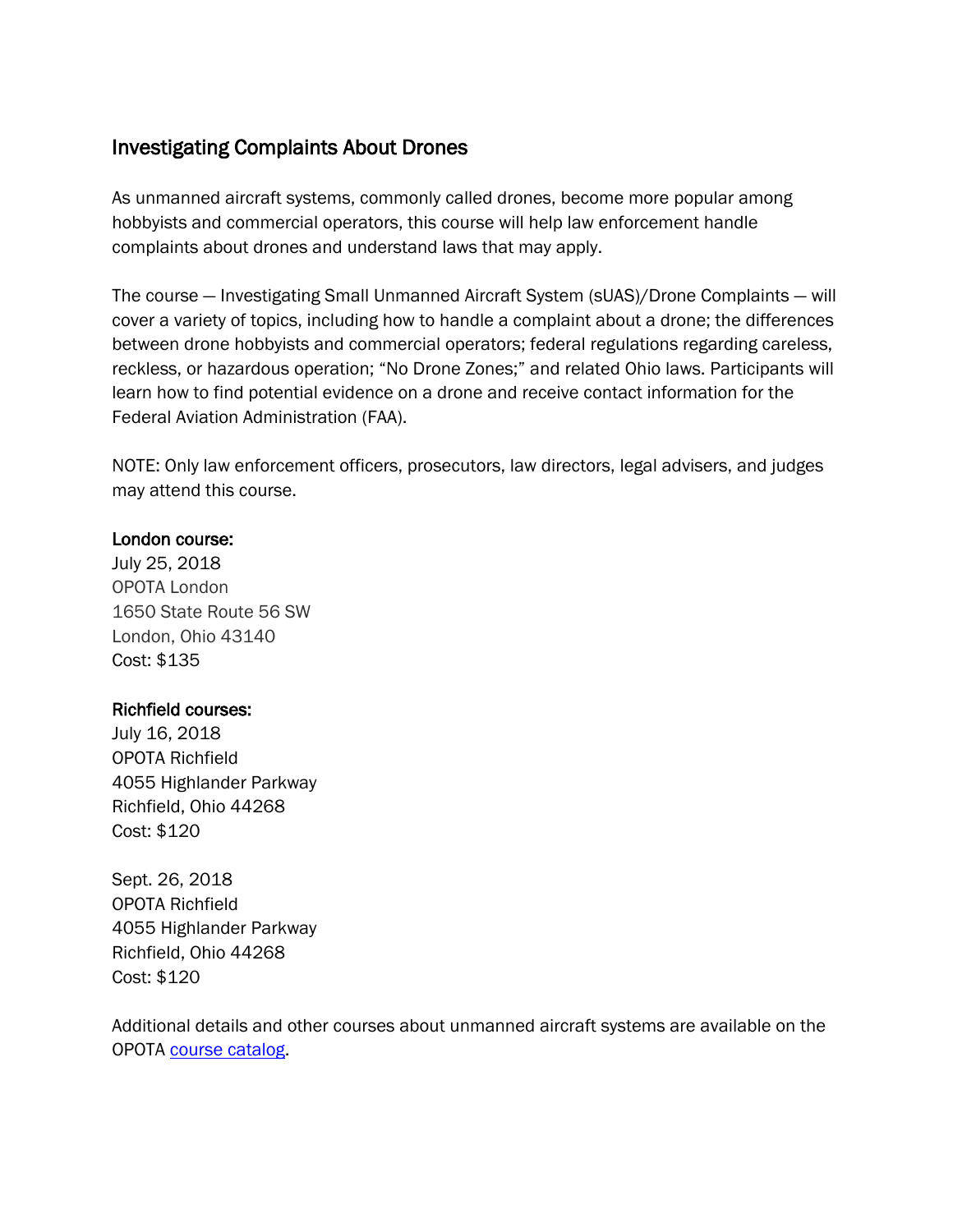## Investigating Complaints About Drones

As unmanned aircraft systems, commonly called drones, become more popular among hobbyists and commercial operators, this course will help law enforcement handle complaints about drones and understand laws that may apply.

The course — Investigating Small Unmanned Aircraft System (sUAS)/Drone Complaints — will cover a variety of topics, including how to handle a complaint about a drone; the differences between drone hobbyists and commercial operators; federal regulations regarding careless, reckless, or hazardous operation; "No Drone Zones;" and related Ohio laws. Participants will learn how to find potential evidence on a drone and receive contact information for the Federal Aviation Administration (FAA).

NOTE: Only law enforcement officers, prosecutors, law directors, legal advisers, and judges may attend this course.

**London course:**
July 25, 2018
OPOTA London
1650 State Route 56 SW
London, Ohio 43140
Cost: $135

**Richfield courses:**
July 16, 2018
OPOTA Richfield
4055 Highlander Parkway
Richfield, Ohio 44268
Cost: $120

Sept. 26, 2018
OPOTA Richfield
4055 Highlander Parkway
Richfield, Ohio 44268
Cost: $120

Additional details and other courses about unmanned aircraft systems are available on the OPOTA course catalog.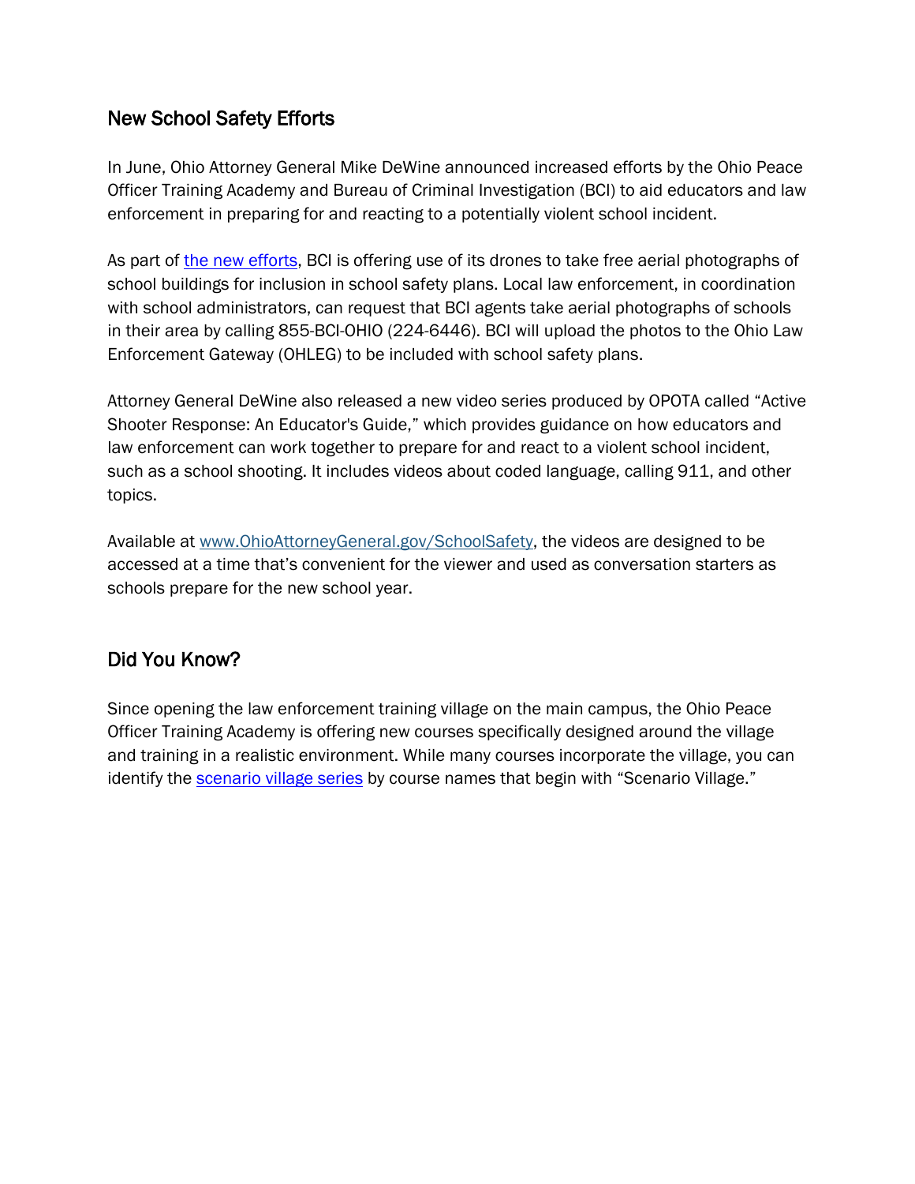## New School Safety Efforts

In June, Ohio Attorney General Mike DeWine announced increased efforts by the Ohio Peace Officer Training Academy and Bureau of Criminal Investigation (BCI) to aid educators and law enforcement in preparing for and reacting to a potentially violent school incident.

As part of the new efforts, BCI is offering use of its drones to take free aerial photographs of school buildings for inclusion in school safety plans. Local law enforcement, in coordination with school administrators, can request that BCI agents take aerial photographs of schools in their area by calling 855-BCI-OHIO (224-6446). BCI will upload the photos to the Ohio Law Enforcement Gateway (OHLEG) to be included with school safety plans.

Attorney General DeWine also released a new video series produced by OPOTA called "Active Shooter Response: An Educator's Guide," which provides guidance on how educators and law enforcement can work together to prepare for and react to a violent school incident, such as a school shooting. It includes videos about coded language, calling 911, and other topics.

Available at www.OhioAttorneyGeneral.gov/SchoolSafety, the videos are designed to be accessed at a time that's convenient for the viewer and used as conversation starters as schools prepare for the new school year.

## Did You Know?

Since opening the law enforcement training village on the main campus, the Ohio Peace Officer Training Academy is offering new courses specifically designed around the village and training in a realistic environment. While many courses incorporate the village, you can identify the scenario village series by course names that begin with "Scenario Village."